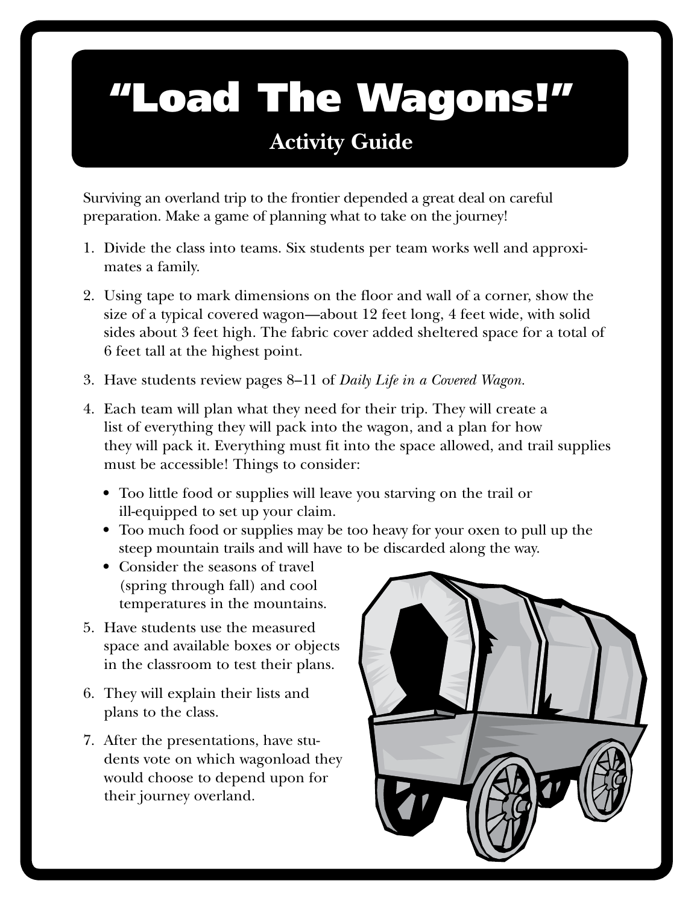# "Load The Wagons!"

## Activity Guide

Surviving an overland trip to the frontier depended a great deal on careful preparation. Make a game of planning what to take on the journey!

1. Divide the class into teams. Six students per team works well and approximates a family.
2. Using tape to mark dimensions on the floor and wall of a corner, show the size of a typical covered wagon—about 12 feet long, 4 feet wide, with solid sides about 3 feet high. The fabric cover added sheltered space for a total of 6 feet tall at the highest point.
3. Have students review pages 8–11 of *Daily Life in a Covered Wagon*.
4. Each team will plan what they need for their trip. They will create a list of everything they will pack into the wagon, and a plan for how they will pack it. Everything must fit into the space allowed, and trail supplies must be accessible! Things to consider:
   - Too little food or supplies will leave you starving on the trail or ill-equipped to set up your claim.
   - Too much food or supplies may be too heavy for your oxen to pull up the steep mountain trails and will have to be discarded along the way.
   - Consider the seasons of travel (spring through fall) and cool temperatures in the mountains.
5. Have students use the measured space and available boxes or objects in the classroom to test their plans.
6. They will explain their lists and plans to the class.
7. After the presentations, have students vote on which wagonload they would choose to depend upon for their journey overland.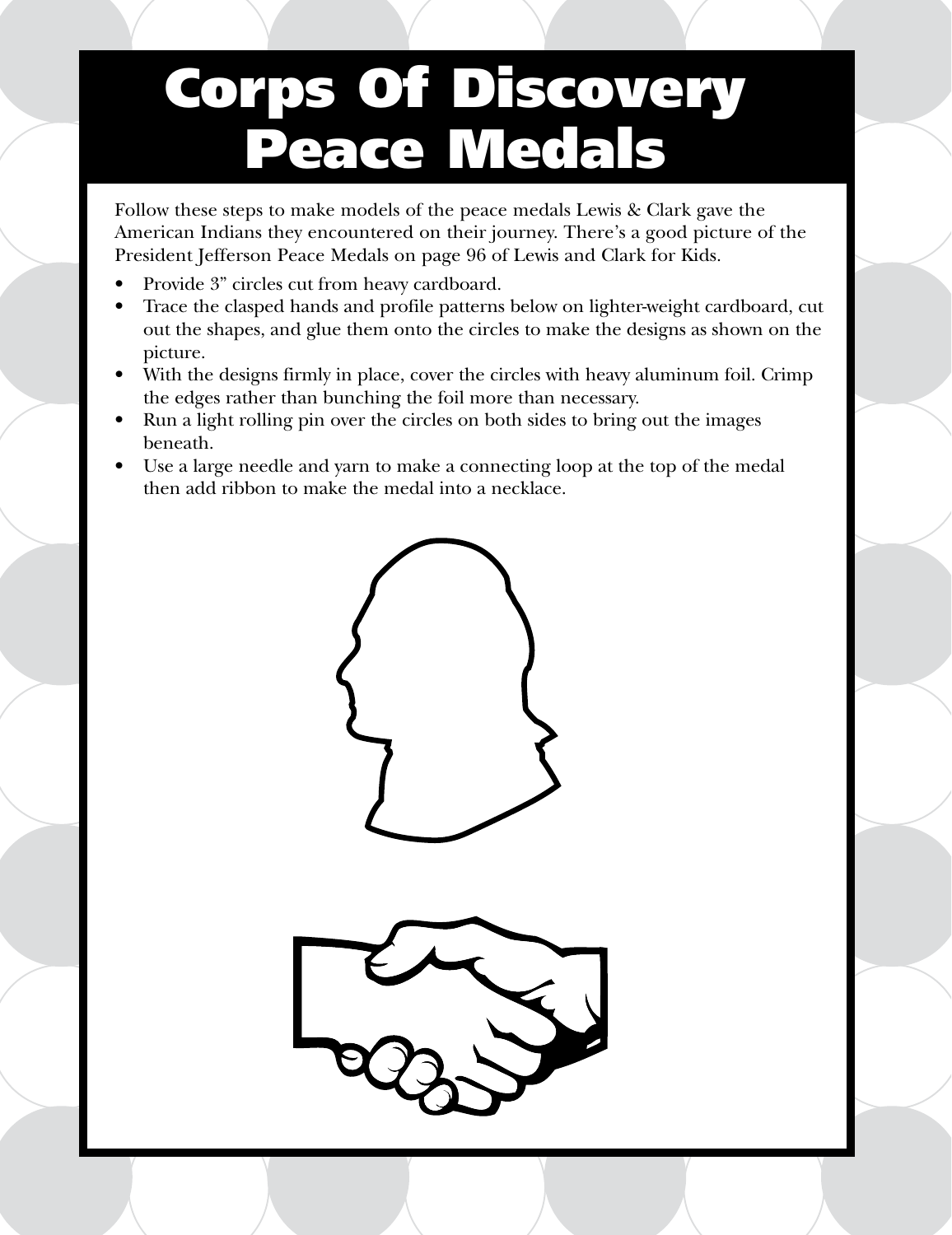# Corps Of Discovery Peace Medals

Follow these steps to make models of the peace medals Lewis & Clark gave the American Indians they encountered on their journey. There's a good picture of the President Jefferson Peace Medals on page 96 of Lewis and Clark for Kids.

- Provide 3" circles cut from heavy cardboard.
- Trace the clasped hands and profile patterns below on lighter-weight cardboard, cut out the shapes, and glue them onto the circles to make the designs as shown on the picture.
- With the designs firmly in place, cover the circles with heavy aluminum foil. Crimp the edges rather than bunching the foil more than necessary.
- Run a light rolling pin over the circles on both sides to bring out the images beneath.
- Use a large needle and yarn to make a connecting loop at the top of the medal then add ribbon to make the medal into a necklace.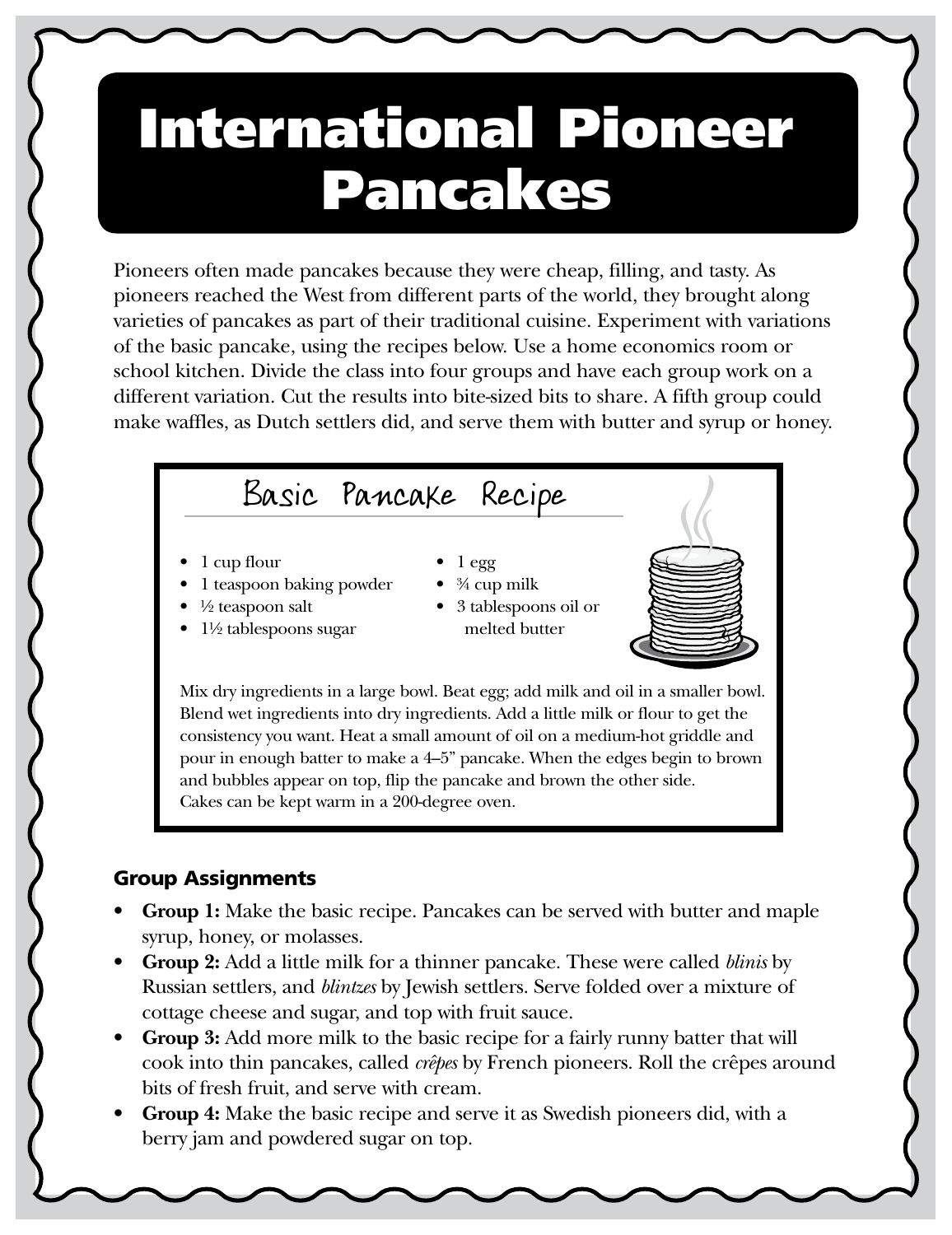# International Pioneer Pancakes

Pioneers often made pancakes because they were cheap, filling, and tasty. As pioneers reached the West from different parts of the world, they brought along varieties of pancakes as part of their traditional cuisine. Experiment with variations of the basic pancake, using the recipes below. Use a home economics room or school kitchen. Divide the class into four groups and have each group work on a different variation. Cut the results into bite-sized bits to share. A fifth group could make waffles, as Dutch settlers did, and serve them with butter and syrup or honey.

## Basic Pancake Recipe

- 1 cup flour
- 1 teaspoon baking powder
- ½ teaspoon salt
- 1½ tablespoons sugar
- 1 egg
- ¾ cup milk
- 3 tablespoons oil or melted butter

Mix dry ingredients in a large bowl. Beat egg; add milk and oil in a smaller bowl. Blend wet ingredients into dry ingredients. Add a little milk or flour to get the consistency you want. Heat a small amount of oil on a medium-hot griddle and pour in enough batter to make a 4–5" pancake. When the edges begin to brown and bubbles appear on top, flip the pancake and brown the other side. Cakes can be kept warm in a 200-degree oven.

### Group Assignments

- **Group 1:** Make the basic recipe. Pancakes can be served with butter and maple syrup, honey, or molasses.
- **Group 2:** Add a little milk for a thinner pancake. These were called *blinis* by Russian settlers, and *blintzes* by Jewish settlers. Serve folded over a mixture of cottage cheese and sugar, and top with fruit sauce.
- **Group 3:** Add more milk to the basic recipe for a fairly runny batter that will cook into thin pancakes, called *crêpes* by French pioneers. Roll the crêpes around bits of fresh fruit, and serve with cream.
- **Group 4:** Make the basic recipe and serve it as Swedish pioneers did, with a berry jam and powdered sugar on top.